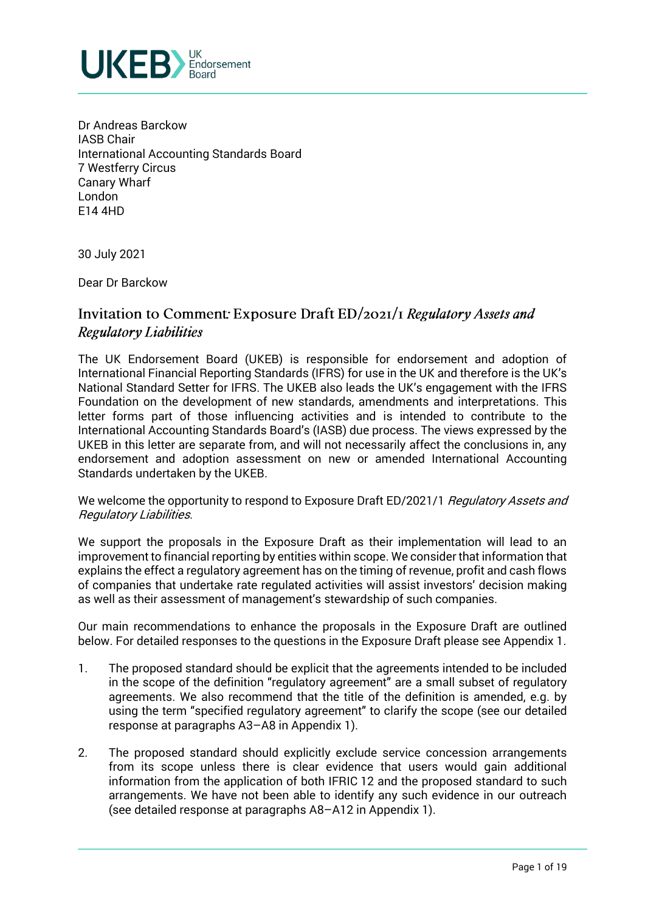UKEB UK Endorsement Board

Dr Andreas Barckow
IASB Chair
International Accounting Standards Board
7 Westferry Circus
Canary Wharf
London
E14 4HD

30 July 2021

Dear Dr Barckow

## Invitation to Comment: Exposure Draft ED/2021/1 *Regulatory Assets and Regulatory Liabilities*

The UK Endorsement Board (UKEB) is responsible for endorsement and adoption of International Financial Reporting Standards (IFRS) for use in the UK and therefore is the UK's National Standard Setter for IFRS. The UKEB also leads the UK's engagement with the IFRS Foundation on the development of new standards, amendments and interpretations. This letter forms part of those influencing activities and is intended to contribute to the International Accounting Standards Board's (IASB) due process. The views expressed by the UKEB in this letter are separate from, and will not necessarily affect the conclusions in, any endorsement and adoption assessment on new or amended International Accounting Standards undertaken by the UKEB.

We welcome the opportunity to respond to Exposure Draft ED/2021/1 *Regulatory Assets and Regulatory Liabilities*.

We support the proposals in the Exposure Draft as their implementation will lead to an improvement to financial reporting by entities within scope. We consider that information that explains the effect a regulatory agreement has on the timing of revenue, profit and cash flows of companies that undertake rate regulated activities will assist investors' decision making as well as their assessment of management's stewardship of such companies.

Our main recommendations to enhance the proposals in the Exposure Draft are outlined below. For detailed responses to the questions in the Exposure Draft please see Appendix 1.

1. The proposed standard should be explicit that the agreements intended to be included in the scope of the definition "regulatory agreement" are a small subset of regulatory agreements. We also recommend that the title of the definition is amended, e.g. by using the term "specified regulatory agreement" to clarify the scope (see our detailed response at paragraphs A3–A8 in Appendix 1).

2. The proposed standard should explicitly exclude service concession arrangements from its scope unless there is clear evidence that users would gain additional information from the application of both IFRIC 12 and the proposed standard to such arrangements. We have not been able to identify any such evidence in our outreach (see detailed response at paragraphs A8–A12 in Appendix 1).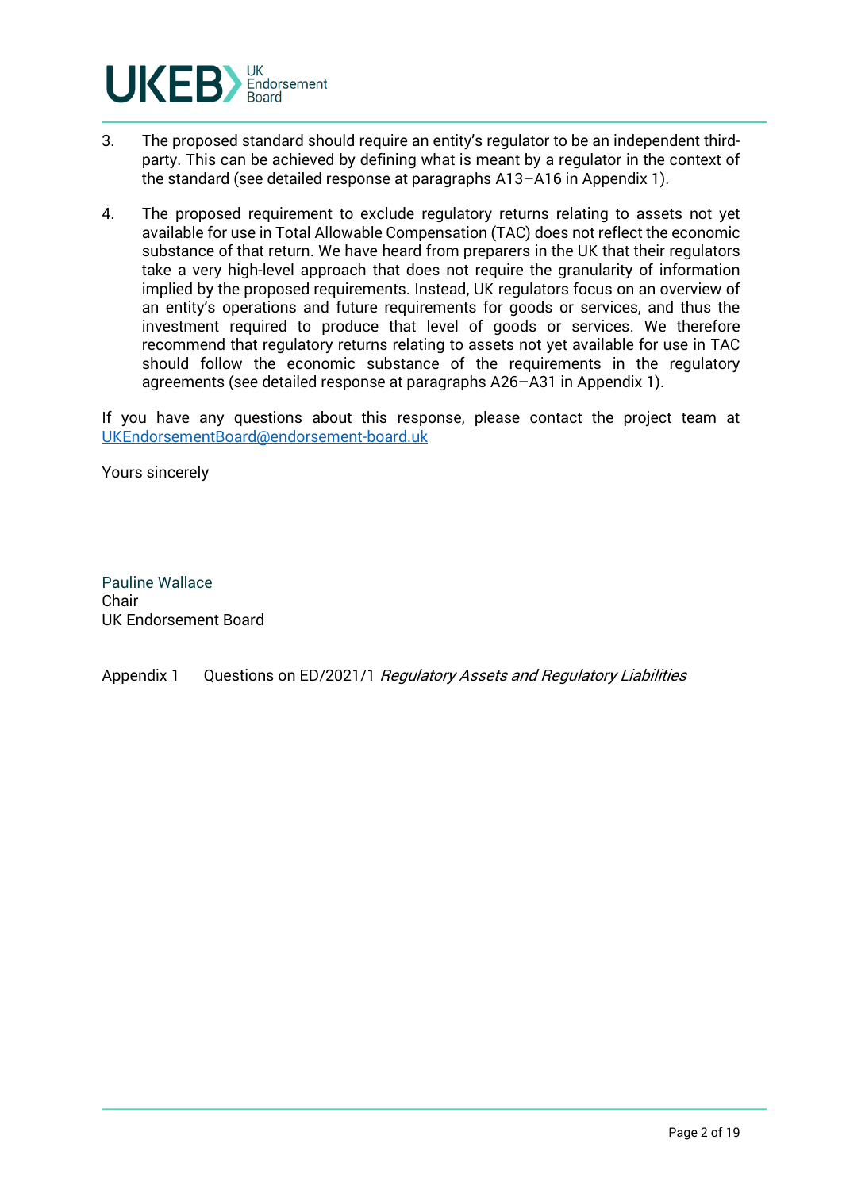3. The proposed standard should require an entity's regulator to be an independent third-party. This can be achieved by defining what is meant by a regulator in the context of the standard (see detailed response at paragraphs A13–A16 in Appendix 1).

4. The proposed requirement to exclude regulatory returns relating to assets not yet available for use in Total Allowable Compensation (TAC) does not reflect the economic substance of that return. We have heard from preparers in the UK that their regulators take a very high-level approach that does not require the granularity of information implied by the proposed requirements. Instead, UK regulators focus on an overview of an entity's operations and future requirements for goods or services, and thus the investment required to produce that level of goods or services. We therefore recommend that regulatory returns relating to assets not yet available for use in TAC should follow the economic substance of the requirements in the regulatory agreements (see detailed response at paragraphs A26–A31 in Appendix 1).

If you have any questions about this response, please contact the project team at UKEndorsementBoard@endorsement-board.uk

Yours sincerely

Pauline Wallace
Chair
UK Endorsement Board

Appendix 1 Questions on ED/2021/1 *Regulatory Assets and Regulatory Liabilities*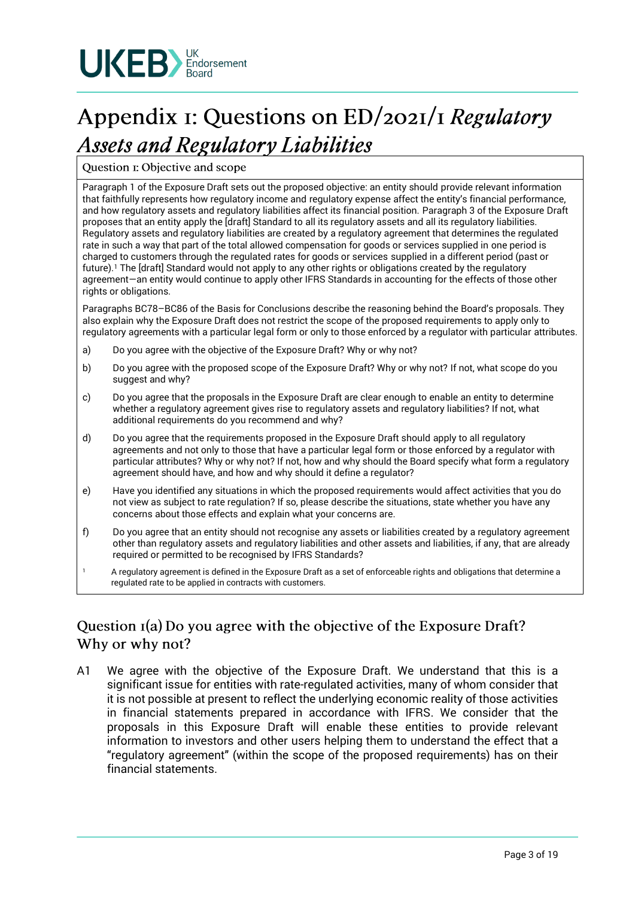# Appendix 1: Questions on ED/2021/1 *Regulatory Assets and Regulatory Liabilities*

**Question 1: Objective and scope**

Paragraph 1 of the Exposure Draft sets out the proposed objective: an entity should provide relevant information that faithfully represents how regulatory income and regulatory expense affect the entity's financial performance, and how regulatory assets and regulatory liabilities affect its financial position. Paragraph 3 of the Exposure Draft proposes that an entity apply the [draft] Standard to all its regulatory assets and all its regulatory liabilities. Regulatory assets and regulatory liabilities are created by a regulatory agreement that determines the regulated rate in such a way that part of the total allowed compensation for goods or services supplied in one period is charged to customers through the regulated rates for goods or services supplied in a different period (past or future).[1] The [draft] Standard would not apply to any other rights or obligations created by the regulatory agreement—an entity would continue to apply other IFRS Standards in accounting for the effects of those other rights or obligations.

Paragraphs BC78–BC86 of the Basis for Conclusions describe the reasoning behind the Board's proposals. They also explain why the Exposure Draft does not restrict the scope of the proposed requirements to apply only to regulatory agreements with a particular legal form or only to those enforced by a regulator with particular attributes.

a) Do you agree with the objective of the Exposure Draft? Why or why not?

b) Do you agree with the proposed scope of the Exposure Draft? Why or why not? If not, what scope do you suggest and why?

c) Do you agree that the proposals in the Exposure Draft are clear enough to enable an entity to determine whether a regulatory agreement gives rise to regulatory assets and regulatory liabilities? If not, what additional requirements do you recommend and why?

d) Do you agree that the requirements proposed in the Exposure Draft should apply to all regulatory agreements and not only to those that have a particular legal form or those enforced by a regulator with particular attributes? Why or why not? If not, how and why should the Board specify what form a regulatory agreement should have, and how and why should it define a regulator?

e) Have you identified any situations in which the proposed requirements would affect activities that you do not view as subject to rate regulation? If so, please describe the situations, state whether you have any concerns about those effects and explain what your concerns are.

f) Do you agree that an entity should not recognise any assets or liabilities created by a regulatory agreement other than regulatory assets and regulatory liabilities and other assets and liabilities, if any, that are already required or permitted to be recognised by IFRS Standards?

[1] A regulatory agreement is defined in the Exposure Draft as a set of enforceable rights and obligations that determine a regulated rate to be applied in contracts with customers.

## Question 1(a) Do you agree with the objective of the Exposure Draft? Why or why not?

A1 We agree with the objective of the Exposure Draft. We understand that this is a significant issue for entities with rate-regulated activities, many of whom consider that it is not possible at present to reflect the underlying economic reality of those activities in financial statements prepared in accordance with IFRS. We consider that the proposals in this Exposure Draft will enable these entities to provide relevant information to investors and other users helping them to understand the effect that a "regulatory agreement" (within the scope of the proposed requirements) has on their financial statements.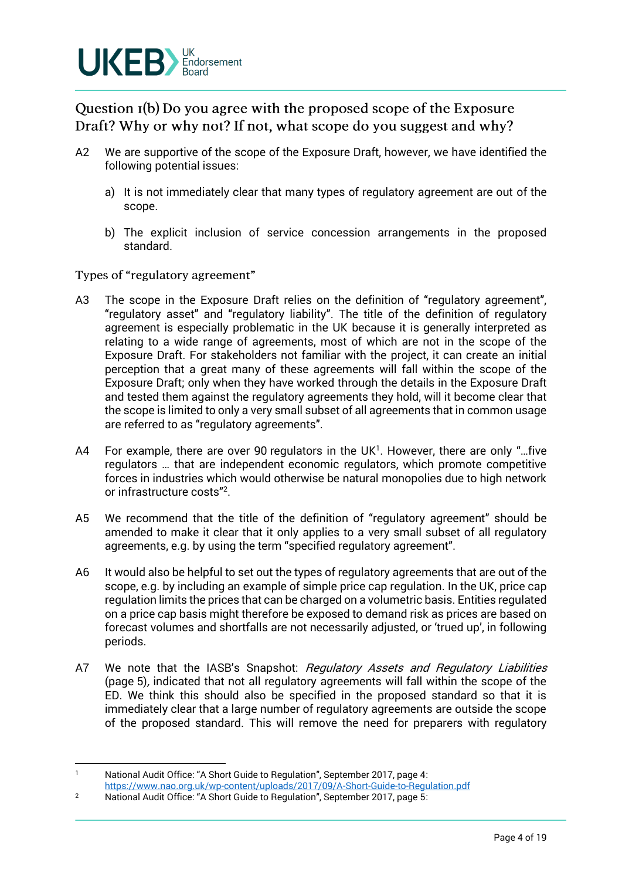## Question 1(b) Do you agree with the proposed scope of the Exposure Draft? Why or why not? If not, what scope do you suggest and why?

A2 We are supportive of the scope of the Exposure Draft, however, we have identified the following potential issues:

a) It is not immediately clear that many types of regulatory agreement are out of the scope.

b) The explicit inclusion of service concession arrangements in the proposed standard.

### Types of "regulatory agreement"

A3 The scope in the Exposure Draft relies on the definition of "regulatory agreement", "regulatory asset" and "regulatory liability". The title of the definition of regulatory agreement is especially problematic in the UK because it is generally interpreted as relating to a wide range of agreements, most of which are not in the scope of the Exposure Draft. For stakeholders not familiar with the project, it can create an initial perception that a great many of these agreements will fall within the scope of the Exposure Draft; only when they have worked through the details in the Exposure Draft and tested them against the regulatory agreements they hold, will it become clear that the scope is limited to only a very small subset of all agreements that in common usage are referred to as "regulatory agreements".

A4 For example, there are over 90 regulators in the UK[1]. However, there are only "…five regulators … that are independent economic regulators, which promote competitive forces in industries which would otherwise be natural monopolies due to high network or infrastructure costs"[2].

A5 We recommend that the title of the definition of "regulatory agreement" should be amended to make it clear that it only applies to a very small subset of all regulatory agreements, e.g. by using the term "specified regulatory agreement".

A6 It would also be helpful to set out the types of regulatory agreements that are out of the scope, e.g. by including an example of simple price cap regulation. In the UK, price cap regulation limits the prices that can be charged on a volumetric basis. Entities regulated on a price cap basis might therefore be exposed to demand risk as prices are based on forecast volumes and shortfalls are not necessarily adjusted, or 'trued up', in following periods.

A7 We note that the IASB's Snapshot: *Regulatory Assets and Regulatory Liabilities* (page 5), indicated that not all regulatory agreements will fall within the scope of the ED. We think this should also be specified in the proposed standard so that it is immediately clear that a large number of regulatory agreements are outside the scope of the proposed standard. This will remove the need for preparers with regulatory

---

[1] National Audit Office: "A Short Guide to Regulation", September 2017, page 4: https://www.nao.org.uk/wp-content/uploads/2017/09/A-Short-Guide-to-Regulation.pdf

[2] National Audit Office: "A Short Guide to Regulation", September 2017, page 5: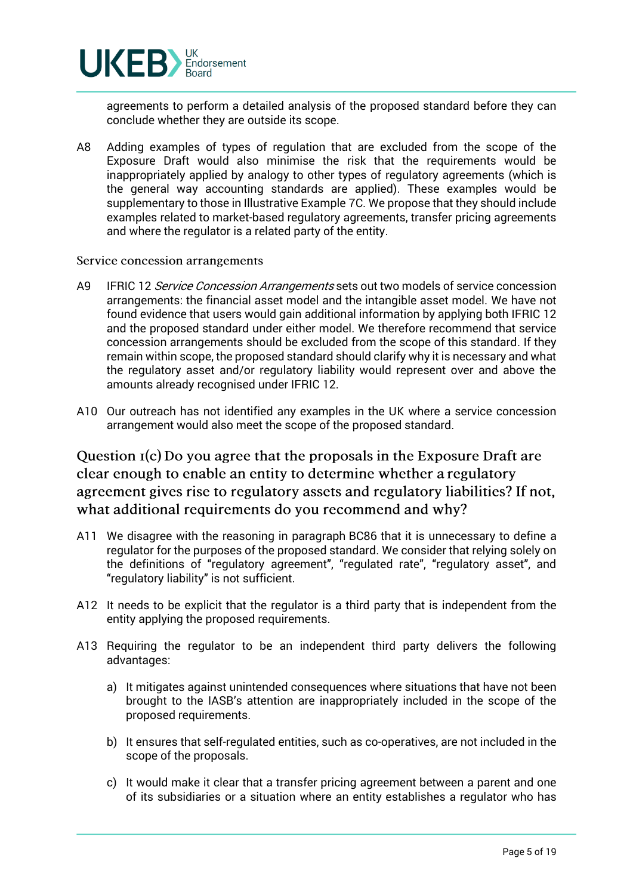agreements to perform a detailed analysis of the proposed standard before they can conclude whether they are outside its scope.

A8 Adding examples of types of regulation that are excluded from the scope of the Exposure Draft would also minimise the risk that the requirements would be inappropriately applied by analogy to other types of regulatory agreements (which is the general way accounting standards are applied). These examples would be supplementary to those in Illustrative Example 7C. We propose that they should include examples related to market-based regulatory agreements, transfer pricing agreements and where the regulator is a related party of the entity.

### Service concession arrangements

A9 IFRIC 12 *Service Concession Arrangements* sets out two models of service concession arrangements: the financial asset model and the intangible asset model. We have not found evidence that users would gain additional information by applying both IFRIC 12 and the proposed standard under either model. We therefore recommend that service concession arrangements should be excluded from the scope of this standard. If they remain within scope, the proposed standard should clarify why it is necessary and what the regulatory asset and/or regulatory liability would represent over and above the amounts already recognised under IFRIC 12.

A10 Our outreach has not identified any examples in the UK where a service concession arrangement would also meet the scope of the proposed standard.

## Question 1(c) Do you agree that the proposals in the Exposure Draft are clear enough to enable an entity to determine whether a regulatory agreement gives rise to regulatory assets and regulatory liabilities? If not, what additional requirements do you recommend and why?

A11 We disagree with the reasoning in paragraph BC86 that it is unnecessary to define a regulator for the purposes of the proposed standard. We consider that relying solely on the definitions of "regulatory agreement", "regulated rate", "regulatory asset", and "regulatory liability" is not sufficient.

A12 It needs to be explicit that the regulator is a third party that is independent from the entity applying the proposed requirements.

A13 Requiring the regulator to be an independent third party delivers the following advantages:

a) It mitigates against unintended consequences where situations that have not been brought to the IASB's attention are inappropriately included in the scope of the proposed requirements.

b) It ensures that self-regulated entities, such as co-operatives, are not included in the scope of the proposals.

c) It would make it clear that a transfer pricing agreement between a parent and one of its subsidiaries or a situation where an entity establishes a regulator who has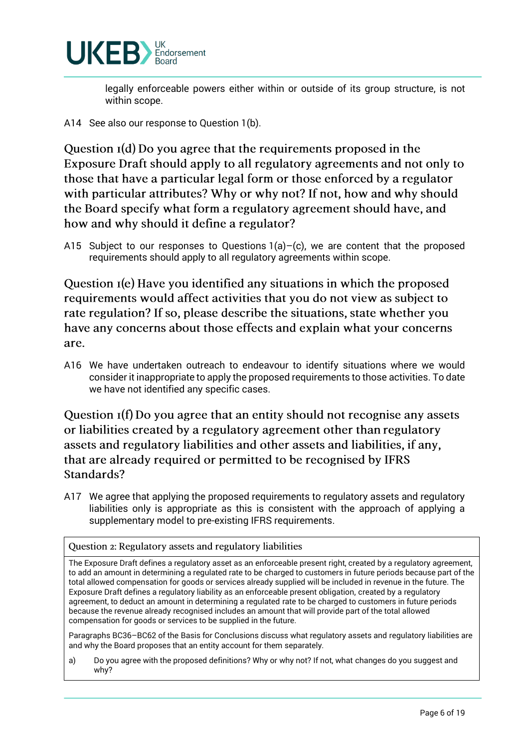legally enforceable powers either within or outside of its group structure, is not within scope.

A14 See also our response to Question 1(b).

## Question 1(d) Do you agree that the requirements proposed in the Exposure Draft should apply to all regulatory agreements and not only to those that have a particular legal form or those enforced by a regulator with particular attributes? Why or why not? If not, how and why should the Board specify what form a regulatory agreement should have, and how and why should it define a regulator?

A15 Subject to our responses to Questions 1(a)–(c), we are content that the proposed requirements should apply to all regulatory agreements within scope.

## Question 1(e) Have you identified any situations in which the proposed requirements would affect activities that you do not view as subject to rate regulation? If so, please describe the situations, state whether you have any concerns about those effects and explain what your concerns are.

A16 We have undertaken outreach to endeavour to identify situations where we would consider it inappropriate to apply the proposed requirements to those activities. To date we have not identified any specific cases.

## Question 1(f) Do you agree that an entity should not recognise any assets or liabilities created by a regulatory agreement other than regulatory assets and regulatory liabilities and other assets and liabilities, if any, that are already required or permitted to be recognised by IFRS Standards?

A17 We agree that applying the proposed requirements to regulatory assets and regulatory liabilities only is appropriate as this is consistent with the approach of applying a supplementary model to pre-existing IFRS requirements.

| Question 2: Regulatory assets and regulatory liabilities |
|---|
| The Exposure Draft defines a regulatory asset as an enforceable present right, created by a regulatory agreement, to add an amount in determining a regulated rate to be charged to customers in future periods because part of the total allowed compensation for goods or services already supplied will be included in revenue in the future. The Exposure Draft defines a regulatory liability as an enforceable present obligation, created by a regulatory agreement, to deduct an amount in determining a regulated rate to be charged to customers in future periods because the revenue already recognised includes an amount that will provide part of the total allowed compensation for goods or services to be supplied in the future.<br><br>Paragraphs BC36–BC62 of the Basis for Conclusions discuss what regulatory assets and regulatory liabilities are and why the Board proposes that an entity account for them separately.<br><br>a) Do you agree with the proposed definitions? Why or why not? If not, what changes do you suggest and why? |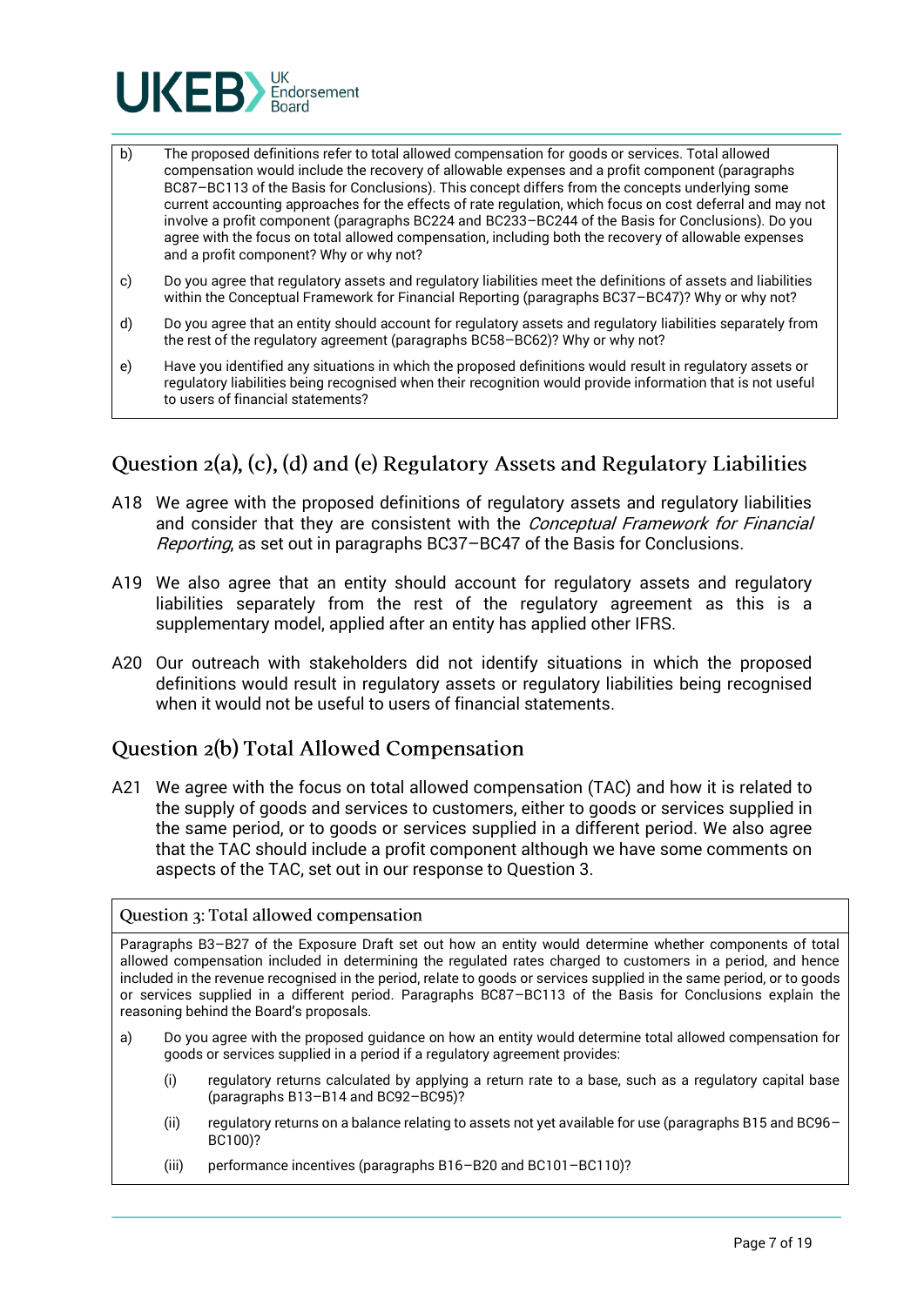b) The proposed definitions refer to total allowed compensation for goods or services. Total allowed compensation would include the recovery of allowable expenses and a profit component (paragraphs BC87–BC113 of the Basis for Conclusions). This concept differs from the concepts underlying some current accounting approaches for the effects of rate regulation, which focus on cost deferral and may not involve a profit component (paragraphs BC224 and BC233–BC244 of the Basis for Conclusions). Do you agree with the focus on total allowed compensation, including both the recovery of allowable expenses and a profit component? Why or why not?

c) Do you agree that regulatory assets and regulatory liabilities meet the definitions of assets and liabilities within the Conceptual Framework for Financial Reporting (paragraphs BC37–BC47)? Why or why not?

d) Do you agree that an entity should account for regulatory assets and regulatory liabilities separately from the rest of the regulatory agreement (paragraphs BC58–BC62)? Why or why not?

e) Have you identified any situations in which the proposed definitions would result in regulatory assets or regulatory liabilities being recognised when their recognition would provide information that is not useful to users of financial statements?

## Question 2(a), (c), (d) and (e) Regulatory Assets and Regulatory Liabilities

A18 We agree with the proposed definitions of regulatory assets and regulatory liabilities and consider that they are consistent with the *Conceptual Framework for Financial Reporting*, as set out in paragraphs BC37–BC47 of the Basis for Conclusions.

A19 We also agree that an entity should account for regulatory assets and regulatory liabilities separately from the rest of the regulatory agreement as this is a supplementary model, applied after an entity has applied other IFRS.

A20 Our outreach with stakeholders did not identify situations in which the proposed definitions would result in regulatory assets or regulatory liabilities being recognised when it would not be useful to users of financial statements.

## Question 2(b) Total Allowed Compensation

A21 We agree with the focus on total allowed compensation (TAC) and how it is related to the supply of goods and services to customers, either to goods or services supplied in the same period, or to goods or services supplied in a different period. We also agree that the TAC should include a profit component although we have some comments on aspects of the TAC, set out in our response to Question 3.

### Question 3: Total allowed compensation

Paragraphs B3–B27 of the Exposure Draft set out how an entity would determine whether components of total allowed compensation included in determining the regulated rates charged to customers in a period, and hence included in the revenue recognised in the period, relate to goods or services supplied in the same period, or to goods or services supplied in a different period. Paragraphs BC87–BC113 of the Basis for Conclusions explain the reasoning behind the Board's proposals.

a) Do you agree with the proposed guidance on how an entity would determine total allowed compensation for goods or services supplied in a period if a regulatory agreement provides:

   (i) regulatory returns calculated by applying a return rate to a base, such as a regulatory capital base (paragraphs B13–B14 and BC92–BC95)?

   (ii) regulatory returns on a balance relating to assets not yet available for use (paragraphs B15 and BC96–BC100)?

   (iii) performance incentives (paragraphs B16–B20 and BC101–BC110)?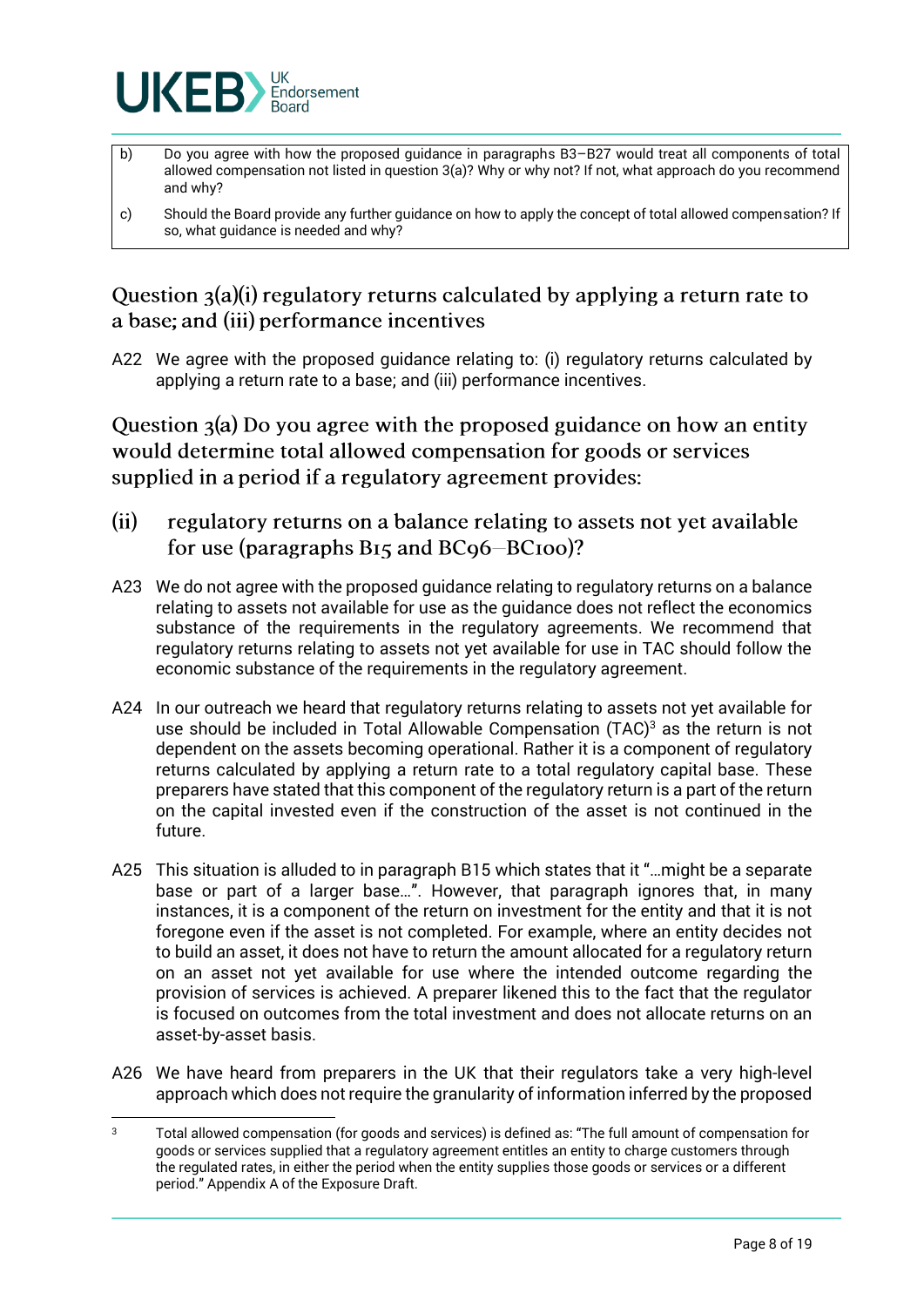| | |
|---|---|
| b) | Do you agree with how the proposed guidance in paragraphs B3–B27 would treat all components of total allowed compensation not listed in question 3(a)? Why or why not? If not, what approach do you recommend and why? |
| c) | Should the Board provide any further guidance on how to apply the concept of total allowed compensation? If so, what guidance is needed and why? |

## Question 3(a)(i) regulatory returns calculated by applying a return rate to a base; and (iii) performance incentives

A22 We agree with the proposed guidance relating to: (i) regulatory returns calculated by applying a return rate to a base; and (iii) performance incentives.

## Question 3(a) Do you agree with the proposed guidance on how an entity would determine total allowed compensation for goods or services supplied in a period if a regulatory agreement provides:

### (ii) regulatory returns on a balance relating to assets not yet available for use (paragraphs B15 and BC96–BC100)?

A23 We do not agree with the proposed guidance relating to regulatory returns on a balance relating to assets not available for use as the guidance does not reflect the economics substance of the requirements in the regulatory agreements. We recommend that regulatory returns relating to assets not yet available for use in TAC should follow the economic substance of the requirements in the regulatory agreement.

A24 In our outreach we heard that regulatory returns relating to assets not yet available for use should be included in Total Allowable Compensation (TAC)[3] as the return is not dependent on the assets becoming operational. Rather it is a component of regulatory returns calculated by applying a return rate to a total regulatory capital base. These preparers have stated that this component of the regulatory return is a part of the return on the capital invested even if the construction of the asset is not continued in the future.

A25 This situation is alluded to in paragraph B15 which states that it "…might be a separate base or part of a larger base…". However, that paragraph ignores that, in many instances, it is a component of the return on investment for the entity and that it is not foregone even if the asset is not completed. For example, where an entity decides not to build an asset, it does not have to return the amount allocated for a regulatory return on an asset not yet available for use where the intended outcome regarding the provision of services is achieved. A preparer likened this to the fact that the regulator is focused on outcomes from the total investment and does not allocate returns on an asset-by-asset basis.

A26 We have heard from preparers in the UK that their regulators take a very high-level approach which does not require the granularity of information inferred by the proposed

[3] Total allowed compensation (for goods and services) is defined as: "The full amount of compensation for goods or services supplied that a regulatory agreement entitles an entity to charge customers through the regulated rates, in either the period when the entity supplies those goods or services or a different period." Appendix A of the Exposure Draft.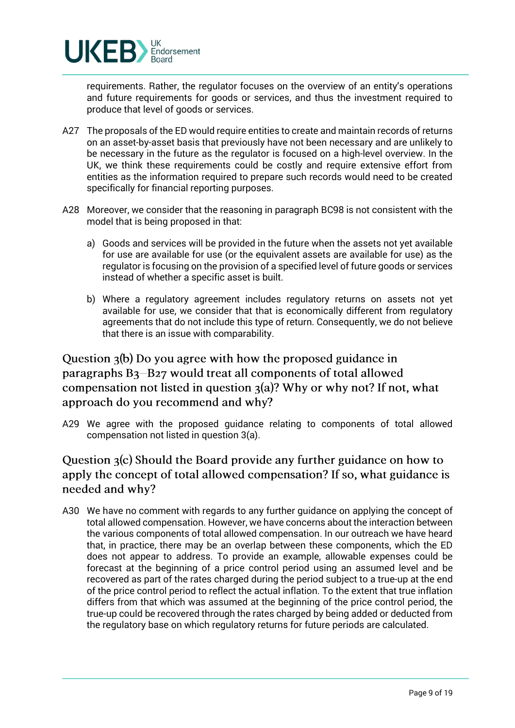requirements. Rather, the regulator focuses on the overview of an entity's operations and future requirements for goods or services, and thus the investment required to produce that level of goods or services.

A27 The proposals of the ED would require entities to create and maintain records of returns on an asset-by-asset basis that previously have not been necessary and are unlikely to be necessary in the future as the regulator is focused on a high-level overview. In the UK, we think these requirements could be costly and require extensive effort from entities as the information required to prepare such records would need to be created specifically for financial reporting purposes.

A28 Moreover, we consider that the reasoning in paragraph BC98 is not consistent with the model that is being proposed in that:

a) Goods and services will be provided in the future when the assets not yet available for use are available for use (or the equivalent assets are available for use) as the regulator is focusing on the provision of a specified level of future goods or services instead of whether a specific asset is built.

b) Where a regulatory agreement includes regulatory returns on assets not yet available for use, we consider that that is economically different from regulatory agreements that do not include this type of return. Consequently, we do not believe that there is an issue with comparability.

## Question 3(b) Do you agree with how the proposed guidance in paragraphs B3–B27 would treat all components of total allowed compensation not listed in question 3(a)? Why or why not? If not, what approach do you recommend and why?

A29 We agree with the proposed guidance relating to components of total allowed compensation not listed in question 3(a).

## Question 3(c) Should the Board provide any further guidance on how to apply the concept of total allowed compensation? If so, what guidance is needed and why?

A30 We have no comment with regards to any further guidance on applying the concept of total allowed compensation. However, we have concerns about the interaction between the various components of total allowed compensation. In our outreach we have heard that, in practice, there may be an overlap between these components, which the ED does not appear to address. To provide an example, allowable expenses could be forecast at the beginning of a price control period using an assumed level and be recovered as part of the rates charged during the period subject to a true-up at the end of the price control period to reflect the actual inflation. To the extent that true inflation differs from that which was assumed at the beginning of the price control period, the true-up could be recovered through the rates charged by being added or deducted from the regulatory base on which regulatory returns for future periods are calculated.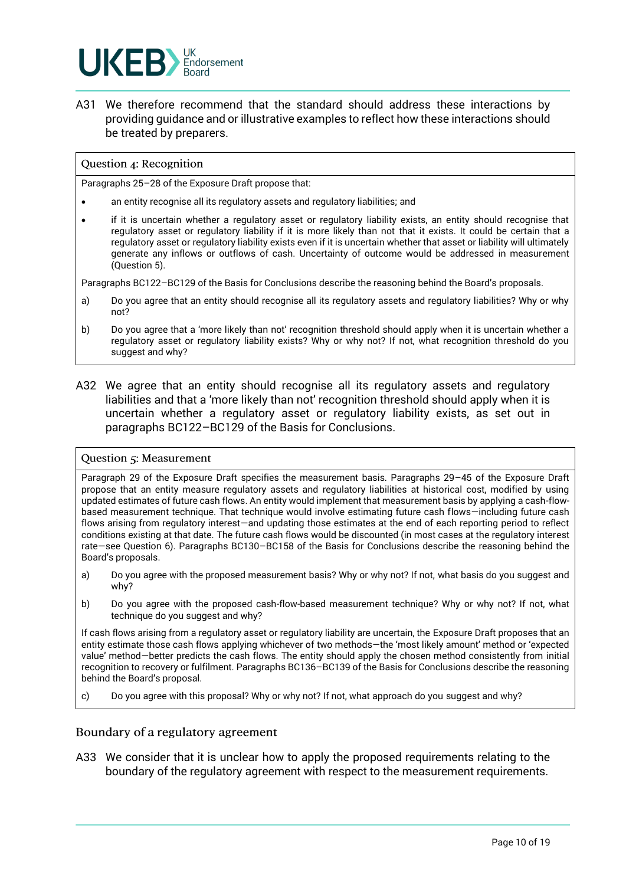A31 We therefore recommend that the standard should address these interactions by providing guidance and or illustrative examples to reflect how these interactions should be treated by preparers.

> **Question 4: Recognition**
>
> Paragraphs 25–28 of the Exposure Draft propose that:
>
> - an entity recognise all its regulatory assets and regulatory liabilities; and
> - if it is uncertain whether a regulatory asset or regulatory liability exists, an entity should recognise that regulatory asset or regulatory liability if it is more likely than not that it exists. It could be certain that a regulatory asset or regulatory liability exists even if it is uncertain whether that asset or liability will ultimately generate any inflows or outflows of cash. Uncertainty of outcome would be addressed in measurement (Question 5).
>
> Paragraphs BC122–BC129 of the Basis for Conclusions describe the reasoning behind the Board's proposals.
>
> a) Do you agree that an entity should recognise all its regulatory assets and regulatory liabilities? Why or why not?
>
> b) Do you agree that a 'more likely than not' recognition threshold should apply when it is uncertain whether a regulatory asset or regulatory liability exists? Why or why not? If not, what recognition threshold do you suggest and why?

A32 We agree that an entity should recognise all its regulatory assets and regulatory liabilities and that a 'more likely than not' recognition threshold should apply when it is uncertain whether a regulatory asset or regulatory liability exists, as set out in paragraphs BC122–BC129 of the Basis for Conclusions.

> **Question 5: Measurement**
>
> Paragraph 29 of the Exposure Draft specifies the measurement basis. Paragraphs 29–45 of the Exposure Draft propose that an entity measure regulatory assets and regulatory liabilities at historical cost, modified by using updated estimates of future cash flows. An entity would implement that measurement basis by applying a cash-flow-based measurement technique. That technique would involve estimating future cash flows—including future cash flows arising from regulatory interest—and updating those estimates at the end of each reporting period to reflect conditions existing at that date. The future cash flows would be discounted (in most cases at the regulatory interest rate—see Question 6). Paragraphs BC130–BC158 of the Basis for Conclusions describe the reasoning behind the Board's proposals.
>
> a) Do you agree with the proposed measurement basis? Why or why not? If not, what basis do you suggest and why?
>
> b) Do you agree with the proposed cash-flow-based measurement technique? Why or why not? If not, what technique do you suggest and why?
>
> If cash flows arising from a regulatory asset or regulatory liability are uncertain, the Exposure Draft proposes that an entity estimate those cash flows applying whichever of two methods—the 'most likely amount' method or 'expected value' method—better predicts the cash flows. The entity should apply the chosen method consistently from initial recognition to recovery or fulfilment. Paragraphs BC136–BC139 of the Basis for Conclusions describe the reasoning behind the Board's proposal.
>
> c) Do you agree with this proposal? Why or why not? If not, what approach do you suggest and why?

### Boundary of a regulatory agreement

A33 We consider that it is unclear how to apply the proposed requirements relating to the boundary of the regulatory agreement with respect to the measurement requirements.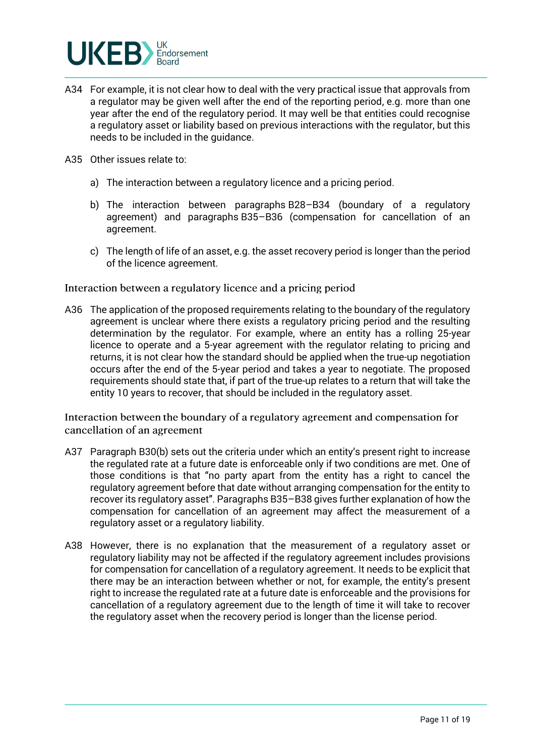A34 For example, it is not clear how to deal with the very practical issue that approvals from a regulator may be given well after the end of the reporting period, e.g. more than one year after the end of the regulatory period. It may well be that entities could recognise a regulatory asset or liability based on previous interactions with the regulator, but this needs to be included in the guidance.

A35 Other issues relate to:

a) The interaction between a regulatory licence and a pricing period.

b) The interaction between paragraphs B28–B34 (boundary of a regulatory agreement) and paragraphs B35–B36 (compensation for cancellation of an agreement.

c) The length of life of an asset, e.g. the asset recovery period is longer than the period of the licence agreement.

### Interaction between a regulatory licence and a pricing period

A36 The application of the proposed requirements relating to the boundary of the regulatory agreement is unclear where there exists a regulatory pricing period and the resulting determination by the regulator. For example, where an entity has a rolling 25-year licence to operate and a 5-year agreement with the regulator relating to pricing and returns, it is not clear how the standard should be applied when the true-up negotiation occurs after the end of the 5-year period and takes a year to negotiate. The proposed requirements should state that, if part of the true-up relates to a return that will take the entity 10 years to recover, that should be included in the regulatory asset.

### Interaction between the boundary of a regulatory agreement and compensation for cancellation of an agreement

A37 Paragraph B30(b) sets out the criteria under which an entity's present right to increase the regulated rate at a future date is enforceable only if two conditions are met. One of those conditions is that "no party apart from the entity has a right to cancel the regulatory agreement before that date without arranging compensation for the entity to recover its regulatory asset". Paragraphs B35–B38 gives further explanation of how the compensation for cancellation of an agreement may affect the measurement of a regulatory asset or a regulatory liability.

A38 However, there is no explanation that the measurement of a regulatory asset or regulatory liability may not be affected if the regulatory agreement includes provisions for compensation for cancellation of a regulatory agreement. It needs to be explicit that there may be an interaction between whether or not, for example, the entity's present right to increase the regulated rate at a future date is enforceable and the provisions for cancellation of a regulatory agreement due to the length of time it will take to recover the regulatory asset when the recovery period is longer than the license period.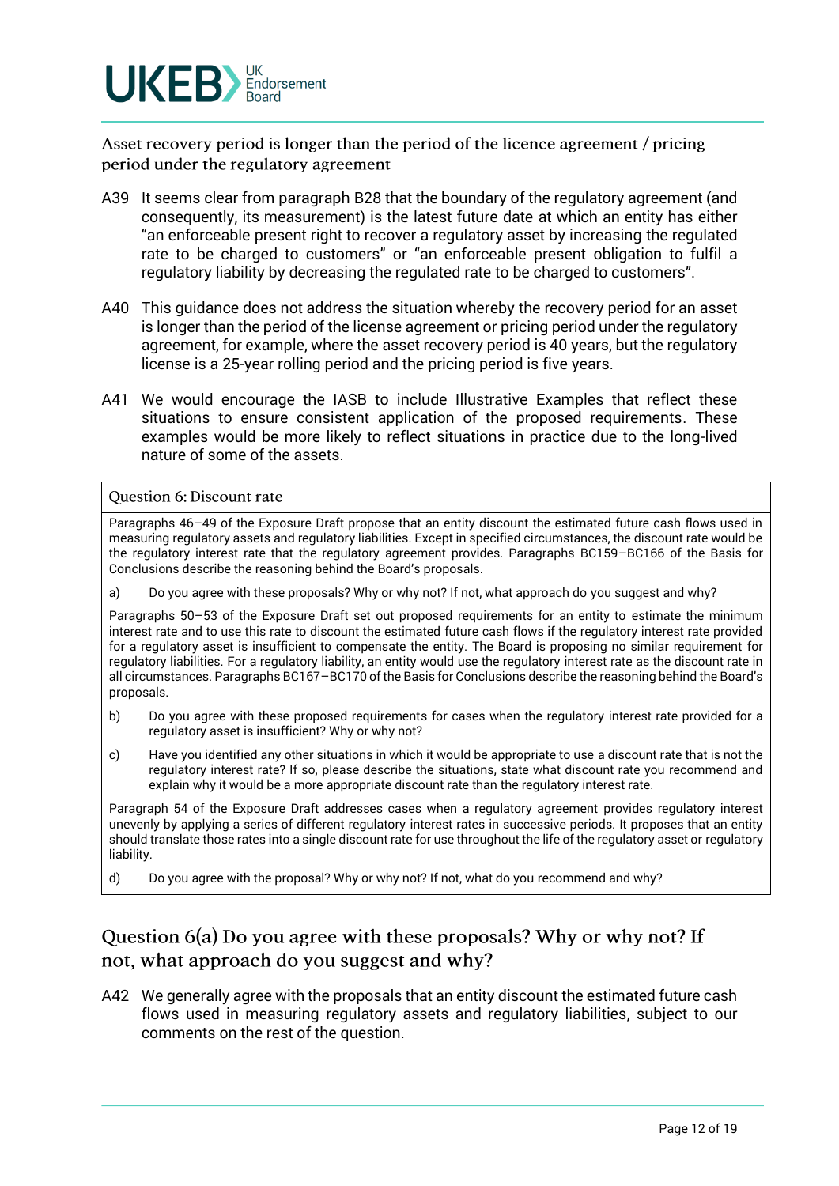### Asset recovery period is longer than the period of the licence agreement / pricing period under the regulatory agreement

A39 It seems clear from paragraph B28 that the boundary of the regulatory agreement (and consequently, its measurement) is the latest future date at which an entity has either "an enforceable present right to recover a regulatory asset by increasing the regulated rate to be charged to customers" or "an enforceable present obligation to fulfil a regulatory liability by decreasing the regulated rate to be charged to customers".

A40 This guidance does not address the situation whereby the recovery period for an asset is longer than the period of the license agreement or pricing period under the regulatory agreement, for example, where the asset recovery period is 40 years, but the regulatory license is a 25-year rolling period and the pricing period is five years.

A41 We would encourage the IASB to include Illustrative Examples that reflect these situations to ensure consistent application of the proposed requirements. These examples would be more likely to reflect situations in practice due to the long-lived nature of some of the assets.

> **Question 6: Discount rate**
>
> Paragraphs 46–49 of the Exposure Draft propose that an entity discount the estimated future cash flows used in measuring regulatory assets and regulatory liabilities. Except in specified circumstances, the discount rate would be the regulatory interest rate that the regulatory agreement provides. Paragraphs BC159–BC166 of the Basis for Conclusions describe the reasoning behind the Board's proposals.
>
> a) Do you agree with these proposals? Why or why not? If not, what approach do you suggest and why?
>
> Paragraphs 50–53 of the Exposure Draft set out proposed requirements for an entity to estimate the minimum interest rate and to use this rate to discount the estimated future cash flows if the regulatory interest rate provided for a regulatory asset is insufficient to compensate the entity. The Board is proposing no similar requirement for regulatory liabilities. For a regulatory liability, an entity would use the regulatory interest rate as the discount rate in all circumstances. Paragraphs BC167–BC170 of the Basis for Conclusions describe the reasoning behind the Board's proposals.
>
> b) Do you agree with these proposed requirements for cases when the regulatory interest rate provided for a regulatory asset is insufficient? Why or why not?
>
> c) Have you identified any other situations in which it would be appropriate to use a discount rate that is not the regulatory interest rate? If so, please describe the situations, state what discount rate you recommend and explain why it would be a more appropriate discount rate than the regulatory interest rate.
>
> Paragraph 54 of the Exposure Draft addresses cases when a regulatory agreement provides regulatory interest unevenly by applying a series of different regulatory interest rates in successive periods. It proposes that an entity should translate those rates into a single discount rate for use throughout the life of the regulatory asset or regulatory liability.
>
> d) Do you agree with the proposal? Why or why not? If not, what do you recommend and why?

## Question 6(a) Do you agree with these proposals? Why or why not? If not, what approach do you suggest and why?

A42 We generally agree with the proposals that an entity discount the estimated future cash flows used in measuring regulatory assets and regulatory liabilities, subject to our comments on the rest of the question.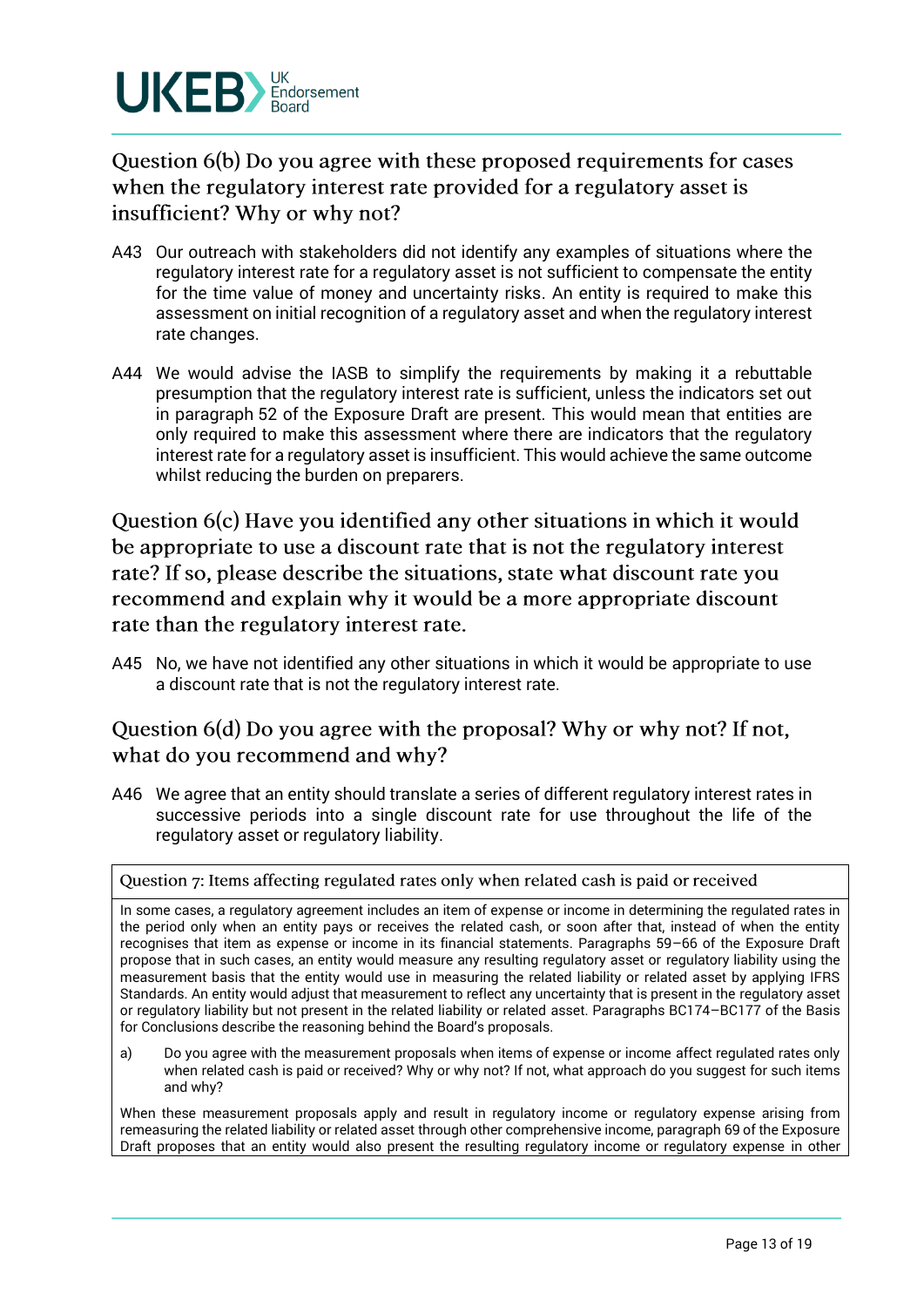## Question 6(b) Do you agree with these proposed requirements for cases when the regulatory interest rate provided for a regulatory asset is insufficient? Why or why not?

A43 Our outreach with stakeholders did not identify any examples of situations where the regulatory interest rate for a regulatory asset is not sufficient to compensate the entity for the time value of money and uncertainty risks. An entity is required to make this assessment on initial recognition of a regulatory asset and when the regulatory interest rate changes.

A44 We would advise the IASB to simplify the requirements by making it a rebuttable presumption that the regulatory interest rate is sufficient, unless the indicators set out in paragraph 52 of the Exposure Draft are present. This would mean that entities are only required to make this assessment where there are indicators that the regulatory interest rate for a regulatory asset is insufficient. This would achieve the same outcome whilst reducing the burden on preparers.

## Question 6(c) Have you identified any other situations in which it would be appropriate to use a discount rate that is not the regulatory interest rate? If so, please describe the situations, state what discount rate you recommend and explain why it would be a more appropriate discount rate than the regulatory interest rate.

A45 No, we have not identified any other situations in which it would be appropriate to use a discount rate that is not the regulatory interest rate.

## Question 6(d) Do you agree with the proposal? Why or why not? If not, what do you recommend and why?

A46 We agree that an entity should translate a series of different regulatory interest rates in successive periods into a single discount rate for use throughout the life of the regulatory asset or regulatory liability.

> **Question 7: Items affecting regulated rates only when related cash is paid or received**
>
> In some cases, a regulatory agreement includes an item of expense or income in determining the regulated rates in the period only when an entity pays or receives the related cash, or soon after that, instead of when the entity recognises that item as expense or income in its financial statements. Paragraphs 59–66 of the Exposure Draft propose that in such cases, an entity would measure any resulting regulatory asset or regulatory liability using the measurement basis that the entity would use in measuring the related liability or related asset by applying IFRS Standards. An entity would adjust that measurement to reflect any uncertainty that is present in the regulatory asset or regulatory liability but not present in the related liability or related asset. Paragraphs BC174–BC177 of the Basis for Conclusions describe the reasoning behind the Board's proposals.
>
> a) Do you agree with the measurement proposals when items of expense or income affect regulated rates only when related cash is paid or received? Why or why not? If not, what approach do you suggest for such items and why?
>
> When these measurement proposals apply and result in regulatory income or regulatory expense arising from remeasuring the related liability or related asset through other comprehensive income, paragraph 69 of the Exposure Draft proposes that an entity would also present the resulting regulatory income or regulatory expense in other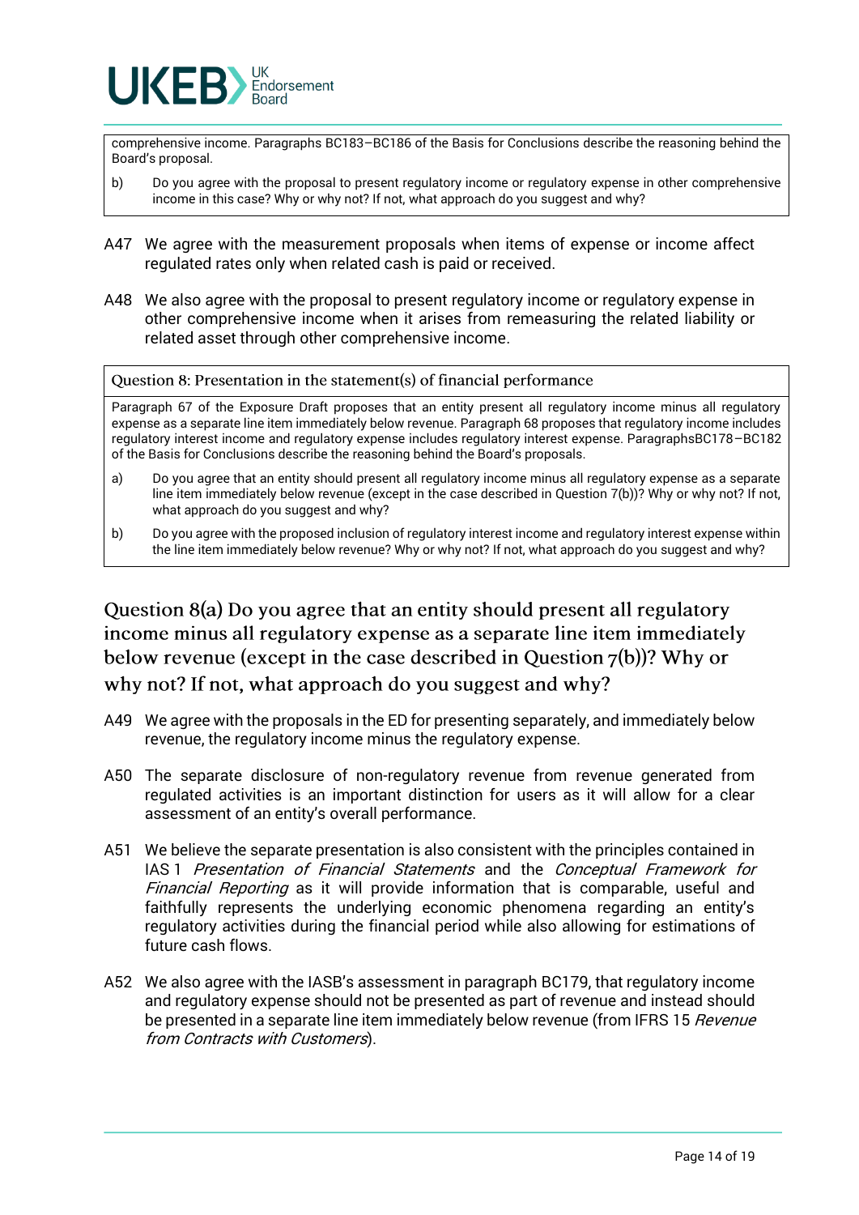comprehensive income. Paragraphs BC183–BC186 of the Basis for Conclusions describe the reasoning behind the Board's proposal.

b) Do you agree with the proposal to present regulatory income or regulatory expense in other comprehensive income in this case? Why or why not? If not, what approach do you suggest and why?

A47 We agree with the measurement proposals when items of expense or income affect regulated rates only when related cash is paid or received.

A48 We also agree with the proposal to present regulatory income or regulatory expense in other comprehensive income when it arises from remeasuring the related liability or related asset through other comprehensive income.

**Question 8: Presentation in the statement(s) of financial performance**

Paragraph 67 of the Exposure Draft proposes that an entity present all regulatory income minus all regulatory expense as a separate line item immediately below revenue. Paragraph 68 proposes that regulatory income includes regulatory interest income and regulatory expense includes regulatory interest expense. ParagraphsBC178–BC182 of the Basis for Conclusions describe the reasoning behind the Board's proposals.

a) Do you agree that an entity should present all regulatory income minus all regulatory expense as a separate line item immediately below revenue (except in the case described in Question 7(b))? Why or why not? If not, what approach do you suggest and why?

b) Do you agree with the proposed inclusion of regulatory interest income and regulatory interest expense within the line item immediately below revenue? Why or why not? If not, what approach do you suggest and why?

## Question 8(a) Do you agree that an entity should present all regulatory income minus all regulatory expense as a separate line item immediately below revenue (except in the case described in Question 7(b))? Why or why not? If not, what approach do you suggest and why?

A49 We agree with the proposals in the ED for presenting separately, and immediately below revenue, the regulatory income minus the regulatory expense.

A50 The separate disclosure of non-regulatory revenue from revenue generated from regulated activities is an important distinction for users as it will allow for a clear assessment of an entity's overall performance.

A51 We believe the separate presentation is also consistent with the principles contained in IAS 1 *Presentation of Financial Statements* and the *Conceptual Framework for Financial Reporting* as it will provide information that is comparable, useful and faithfully represents the underlying economic phenomena regarding an entity's regulatory activities during the financial period while also allowing for estimations of future cash flows.

A52 We also agree with the IASB's assessment in paragraph BC179, that regulatory income and regulatory expense should not be presented as part of revenue and instead should be presented in a separate line item immediately below revenue (from IFRS 15 *Revenue from Contracts with Customers*).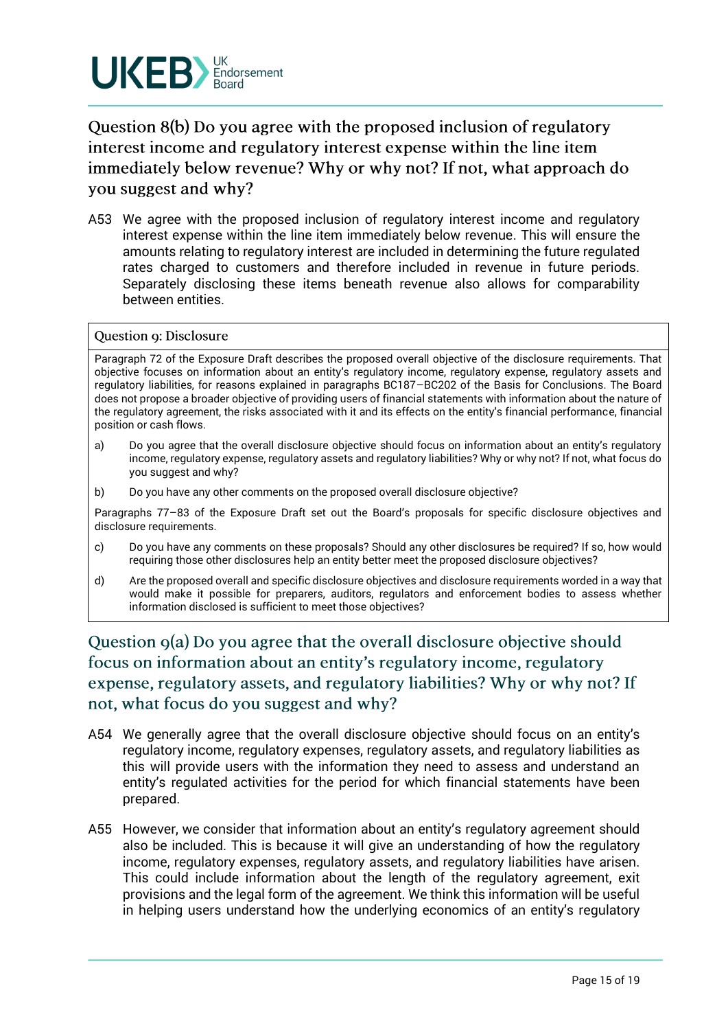## Question 8(b) Do you agree with the proposed inclusion of regulatory interest income and regulatory interest expense within the line item immediately below revenue? Why or why not? If not, what approach do you suggest and why?

A53 We agree with the proposed inclusion of regulatory interest income and regulatory interest expense within the line item immediately below revenue. This will ensure the amounts relating to regulatory interest are included in determining the future regulated rates charged to customers and therefore included in revenue in future periods. Separately disclosing these items beneath revenue also allows for comparability between entities.

> **Question 9: Disclosure**
>
> Paragraph 72 of the Exposure Draft describes the proposed overall objective of the disclosure requirements. That objective focuses on information about an entity's regulatory income, regulatory expense, regulatory assets and regulatory liabilities, for reasons explained in paragraphs BC187–BC202 of the Basis for Conclusions. The Board does not propose a broader objective of providing users of financial statements with information about the nature of the regulatory agreement, the risks associated with it and its effects on the entity's financial performance, financial position or cash flows.
>
> a) Do you agree that the overall disclosure objective should focus on information about an entity's regulatory income, regulatory expense, regulatory assets and regulatory liabilities? Why or why not? If not, what focus do you suggest and why?
>
> b) Do you have any other comments on the proposed overall disclosure objective?
>
> Paragraphs 77–83 of the Exposure Draft set out the Board's proposals for specific disclosure objectives and disclosure requirements.
>
> c) Do you have any comments on these proposals? Should any other disclosures be required? If so, how would requiring those other disclosures help an entity better meet the proposed disclosure objectives?
>
> d) Are the proposed overall and specific disclosure objectives and disclosure requirements worded in a way that would make it possible for preparers, auditors, regulators and enforcement bodies to assess whether information disclosed is sufficient to meet those objectives?

## Question 9(a) Do you agree that the overall disclosure objective should focus on information about an entity's regulatory income, regulatory expense, regulatory assets, and regulatory liabilities? Why or why not? If not, what focus do you suggest and why?

A54 We generally agree that the overall disclosure objective should focus on an entity's regulatory income, regulatory expenses, regulatory assets, and regulatory liabilities as this will provide users with the information they need to assess and understand an entity's regulated activities for the period for which financial statements have been prepared.

A55 However, we consider that information about an entity's regulatory agreement should also be included. This is because it will give an understanding of how the regulatory income, regulatory expenses, regulatory assets, and regulatory liabilities have arisen. This could include information about the length of the regulatory agreement, exit provisions and the legal form of the agreement. We think this information will be useful in helping users understand how the underlying economics of an entity's regulatory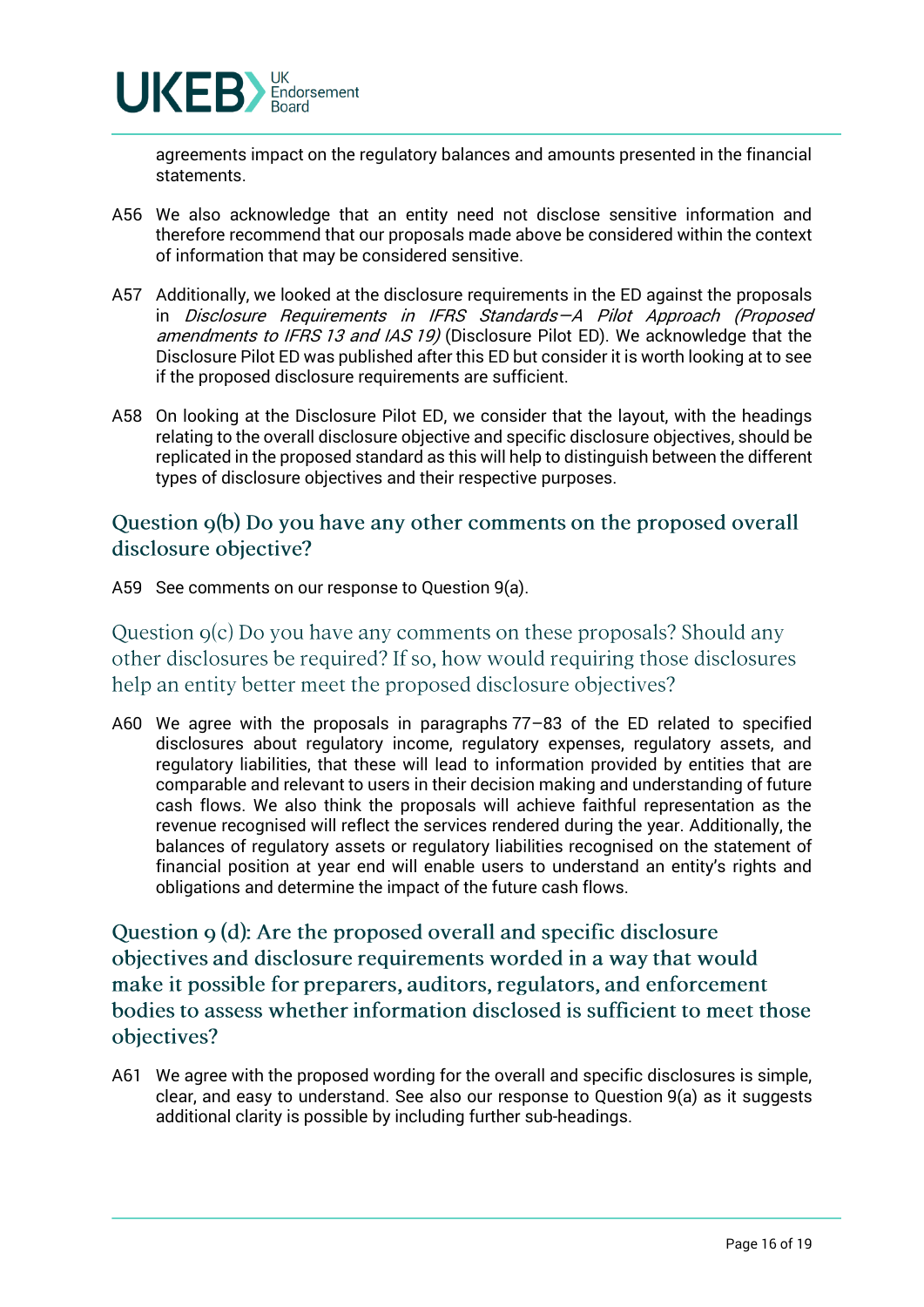agreements impact on the regulatory balances and amounts presented in the financial statements.

A56 We also acknowledge that an entity need not disclose sensitive information and therefore recommend that our proposals made above be considered within the context of information that may be considered sensitive.

A57 Additionally, we looked at the disclosure requirements in the ED against the proposals in *Disclosure Requirements in IFRS Standards—A Pilot Approach (Proposed amendments to IFRS 13 and IAS 19)* (Disclosure Pilot ED). We acknowledge that the Disclosure Pilot ED was published after this ED but consider it is worth looking at to see if the proposed disclosure requirements are sufficient.

A58 On looking at the Disclosure Pilot ED, we consider that the layout, with the headings relating to the overall disclosure objective and specific disclosure objectives, should be replicated in the proposed standard as this will help to distinguish between the different types of disclosure objectives and their respective purposes.

## Question 9(b) Do you have any other comments on the proposed overall disclosure objective?

A59 See comments on our response to Question 9(a).

## Question 9(c) Do you have any comments on these proposals? Should any other disclosures be required? If so, how would requiring those disclosures help an entity better meet the proposed disclosure objectives?

A60 We agree with the proposals in paragraphs 77–83 of the ED related to specified disclosures about regulatory income, regulatory expenses, regulatory assets, and regulatory liabilities, that these will lead to information provided by entities that are comparable and relevant to users in their decision making and understanding of future cash flows. We also think the proposals will achieve faithful representation as the revenue recognised will reflect the services rendered during the year. Additionally, the balances of regulatory assets or regulatory liabilities recognised on the statement of financial position at year end will enable users to understand an entity's rights and obligations and determine the impact of the future cash flows.

## Question 9 (d): Are the proposed overall and specific disclosure objectives and disclosure requirements worded in a way that would make it possible for preparers, auditors, regulators, and enforcement bodies to assess whether information disclosed is sufficient to meet those objectives?

A61 We agree with the proposed wording for the overall and specific disclosures is simple, clear, and easy to understand. See also our response to Question 9(a) as it suggests additional clarity is possible by including further sub-headings.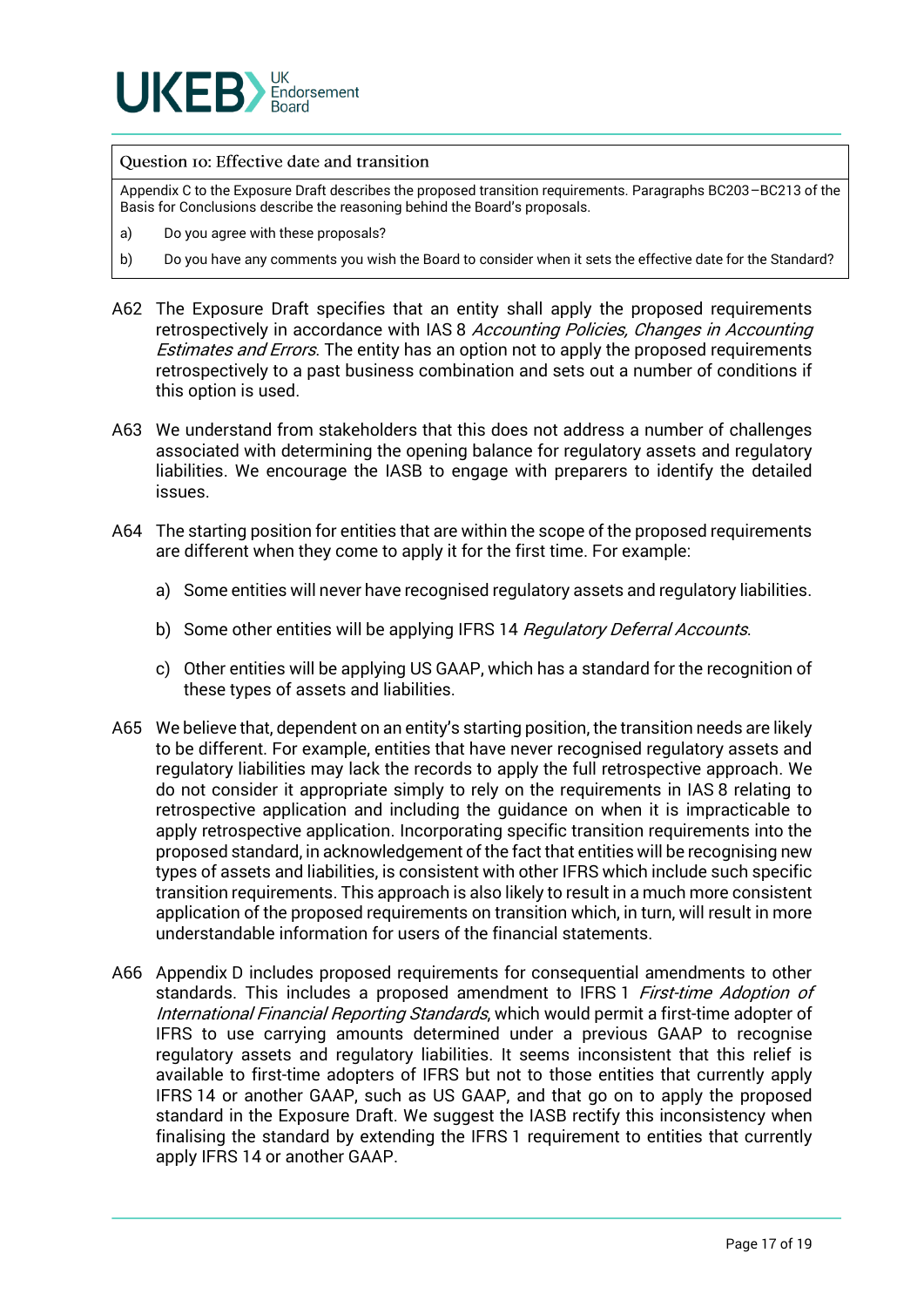**Question 10: Effective date and transition**

Appendix C to the Exposure Draft describes the proposed transition requirements. Paragraphs BC203–BC213 of the Basis for Conclusions describe the reasoning behind the Board's proposals.

a) Do you agree with these proposals?

b) Do you have any comments you wish the Board to consider when it sets the effective date for the Standard?

A62 The Exposure Draft specifies that an entity shall apply the proposed requirements retrospectively in accordance with IAS 8 *Accounting Policies, Changes in Accounting Estimates and Errors*. The entity has an option not to apply the proposed requirements retrospectively to a past business combination and sets out a number of conditions if this option is used.

A63 We understand from stakeholders that this does not address a number of challenges associated with determining the opening balance for regulatory assets and regulatory liabilities. We encourage the IASB to engage with preparers to identify the detailed issues.

A64 The starting position for entities that are within the scope of the proposed requirements are different when they come to apply it for the first time. For example:

a) Some entities will never have recognised regulatory assets and regulatory liabilities.

b) Some other entities will be applying IFRS 14 *Regulatory Deferral Accounts*.

c) Other entities will be applying US GAAP, which has a standard for the recognition of these types of assets and liabilities.

A65 We believe that, dependent on an entity's starting position, the transition needs are likely to be different. For example, entities that have never recognised regulatory assets and regulatory liabilities may lack the records to apply the full retrospective approach. We do not consider it appropriate simply to rely on the requirements in IAS 8 relating to retrospective application and including the guidance on when it is impracticable to apply retrospective application. Incorporating specific transition requirements into the proposed standard, in acknowledgement of the fact that entities will be recognising new types of assets and liabilities, is consistent with other IFRS which include such specific transition requirements. This approach is also likely to result in a much more consistent application of the proposed requirements on transition which, in turn, will result in more understandable information for users of the financial statements.

A66 Appendix D includes proposed requirements for consequential amendments to other standards. This includes a proposed amendment to IFRS 1 *First-time Adoption of International Financial Reporting Standards*, which would permit a first-time adopter of IFRS to use carrying amounts determined under a previous GAAP to recognise regulatory assets and regulatory liabilities. It seems inconsistent that this relief is available to first-time adopters of IFRS but not to those entities that currently apply IFRS 14 or another GAAP, such as US GAAP, and that go on to apply the proposed standard in the Exposure Draft. We suggest the IASB rectify this inconsistency when finalising the standard by extending the IFRS 1 requirement to entities that currently apply IFRS 14 or another GAAP.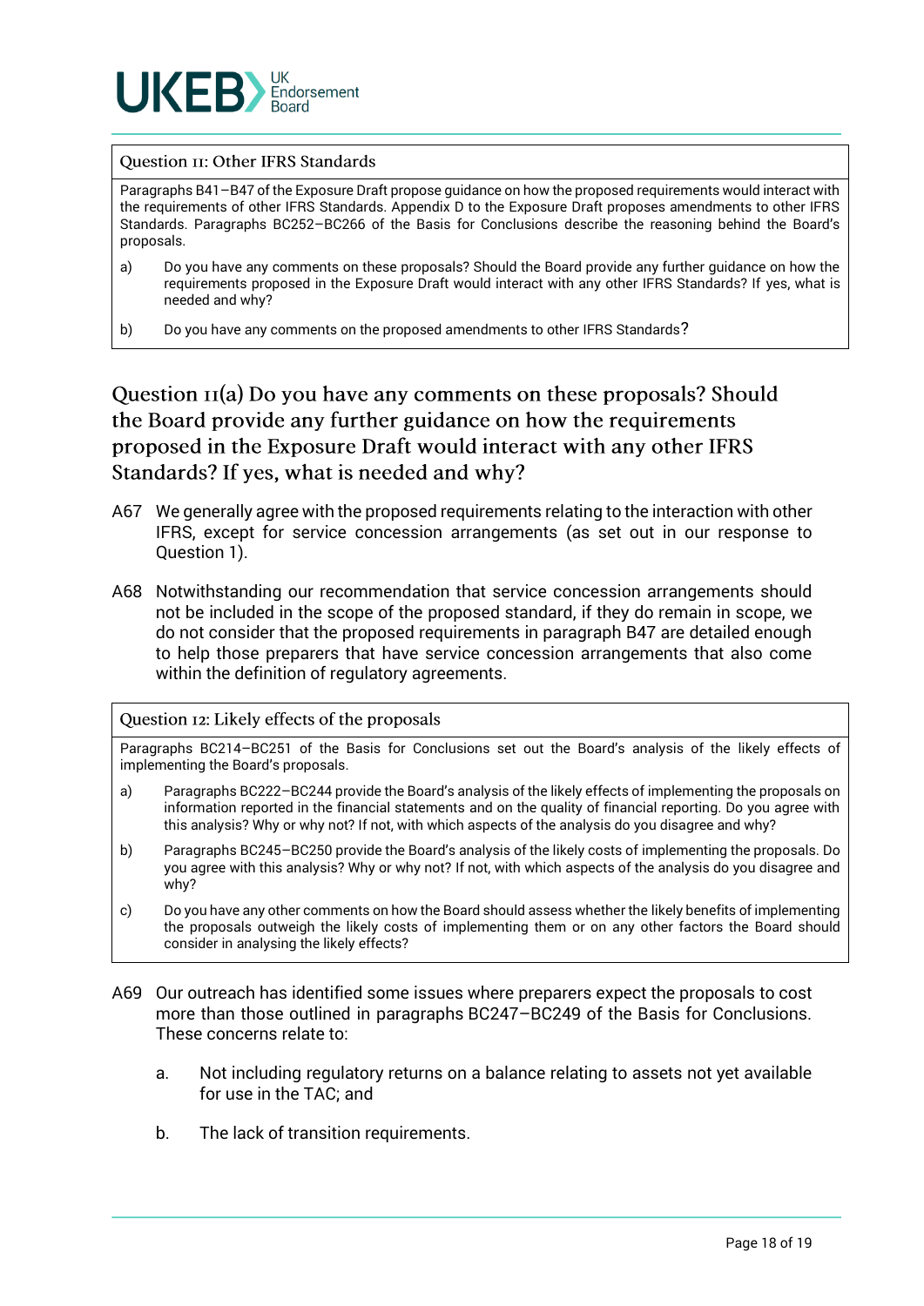> **Question 11: Other IFRS Standards**
>
> Paragraphs B41–B47 of the Exposure Draft propose guidance on how the proposed requirements would interact with the requirements of other IFRS Standards. Appendix D to the Exposure Draft proposes amendments to other IFRS Standards. Paragraphs BC252–BC266 of the Basis for Conclusions describe the reasoning behind the Board's proposals.
>
> a) Do you have any comments on these proposals? Should the Board provide any further guidance on how the requirements proposed in the Exposure Draft would interact with any other IFRS Standards? If yes, what is needed and why?
>
> b) Do you have any comments on the proposed amendments to other IFRS Standards?

## Question 11(a) Do you have any comments on these proposals? Should the Board provide any further guidance on how the requirements proposed in the Exposure Draft would interact with any other IFRS Standards? If yes, what is needed and why?

A67 We generally agree with the proposed requirements relating to the interaction with other IFRS, except for service concession arrangements (as set out in our response to Question 1).

A68 Notwithstanding our recommendation that service concession arrangements should not be included in the scope of the proposed standard, if they do remain in scope, we do not consider that the proposed requirements in paragraph B47 are detailed enough to help those preparers that have service concession arrangements that also come within the definition of regulatory agreements.

> **Question 12: Likely effects of the proposals**
>
> Paragraphs BC214–BC251 of the Basis for Conclusions set out the Board's analysis of the likely effects of implementing the Board's proposals.
>
> a) Paragraphs BC222–BC244 provide the Board's analysis of the likely effects of implementing the proposals on information reported in the financial statements and on the quality of financial reporting. Do you agree with this analysis? Why or why not? If not, with which aspects of the analysis do you disagree and why?
>
> b) Paragraphs BC245–BC250 provide the Board's analysis of the likely costs of implementing the proposals. Do you agree with this analysis? Why or why not? If not, with which aspects of the analysis do you disagree and why?
>
> c) Do you have any other comments on how the Board should assess whether the likely benefits of implementing the proposals outweigh the likely costs of implementing them or on any other factors the Board should consider in analysing the likely effects?

A69 Our outreach has identified some issues where preparers expect the proposals to cost more than those outlined in paragraphs BC247–BC249 of the Basis for Conclusions. These concerns relate to:

a. Not including regulatory returns on a balance relating to assets not yet available for use in the TAC; and

b. The lack of transition requirements.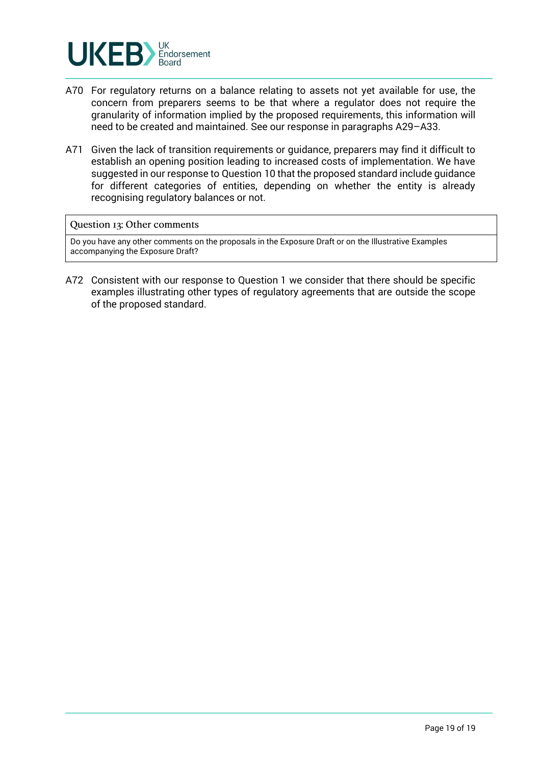A70 For regulatory returns on a balance relating to assets not yet available for use, the concern from preparers seems to be that where a regulator does not require the granularity of information implied by the proposed requirements, this information will need to be created and maintained. See our response in paragraphs A29–A33.

A71 Given the lack of transition requirements or guidance, preparers may find it difficult to establish an opening position leading to increased costs of implementation. We have suggested in our response to Question 10 that the proposed standard include guidance for different categories of entities, depending on whether the entity is already recognising regulatory balances or not.

| Question 13: Other comments |
| --- |
| Do you have any other comments on the proposals in the Exposure Draft or on the Illustrative Examples accompanying the Exposure Draft? |

A72 Consistent with our response to Question 1 we consider that there should be specific examples illustrating other types of regulatory agreements that are outside the scope of the proposed standard.